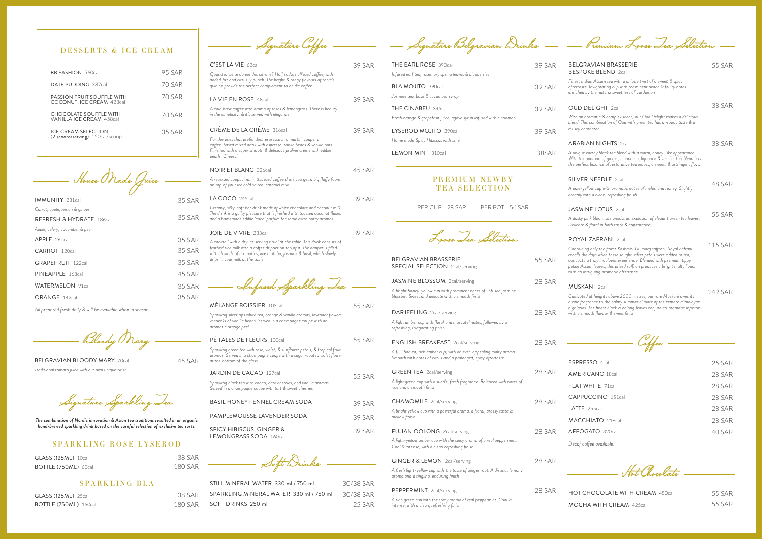## DESSERTS & ICE CREAM

| Item | Price |
|---|---|
| BB FASHION 560cal | 95 SAR |
| DATE PUDDING 387cal | 70 SAR |
| PASSION FRUIT SOUFFLE WITH COCONUT ICE CREAM 423cal | 70 SAR |
| CHOCOLATE SOUFFLE WITH VANILLA ICE CREAM 458cal | 70 SAR |
| ICE CREAM SELECTION (2 scoops/serving) 150cal/scoop | 35 SAR |

## House Made Juice

IMMUNITY 231cal — 35 SAR
*Carrot, apple, lemon & ginger*

REFRESH & HYDRATE 186cal — 35 SAR
*Apple, celery, cucumber & pear*

APPLE 260cal — 35 SAR

CARROT 120cal — 35 SAR

GRAPEFRUIT 122cal — 35 SAR

PINEAPPLE 168cal — 45 SAR

WATERMELON 91cal — 35 SAR

ORANGE 142cal — 35 SAR

*All prepared fresh daily & will be available when in season*

## Bloody Mary

BELGRAVIAN BLOODY MARY 70cal — 45 SAR
*Traditional tomato juice with our own unique twist*

## Signature Sparkling Tea

***The combination of Nordic innovation & Asian tea traditions resulted in an organic hand-brewed sparkling drink based on the careful selection of exclusive tea sorts.***

### SPARKLING ROSE LYSEROD

GLASS (125ML) 10cal — 38 SAR

BOTTLE (750ML) 60cal — 180 SAR

### SPARKLING BLA

GLASS (125ML) 25cal — 38 SAR

BOTTLE (750ML) 150cal — 180 SAR

## Signature Coffee

C'EST LA VIE 62cal — 39 SAR
*Quand la vie te donne des citrons? Half soda, half iced coffee, with added fizz and citrus-y punch. The bright & tangy flavours of tonic's quinine provide the perfect complement to acidic coffee*

LA VIE EN ROSE 48cal — 39 SAR
*A cold brew coffee with aroma of roses & lemongrass. There is beauty in the simplicity, & it's served with elegance*

CRÈME DE LA CRÈME 316cal — 39 SAR
*For the ones that prefer their espresso in a martini coupe, a coffee-based mixed drink with espresso, tonka beans & vanilla nuts. Finished with a super smooth & delicious praline creme with edible pearls. Cheers!*

NOIR ET BLANC 326cal — 45 SAR
*A reversed cappucino. In this iced coffee drink you get a big fluffy foam on top of your ice cold salted-caramel milk*

LA COCO 245cal — 39 SAR
*Creamy, silky-soft hot drink made of white chocolate and coconut milk. The drink is a guilty pleasure that is finished with toasted coconut flakes and a homemade edible 'coco' parfum for some extra nutty aromas*

JOIE DE VIVRE 233cal — 39 SAR
*A cocktail with a dry ice serving ritual at the table. This drink consists of frothed rice milk with a coffee dripper on top of it. The dripper is filled with all kinds of aromatics, like matcha, jasmine & basil, which slowly drips in your milk at the table*

## Infused Sparkling Tea

MÉLANGE BOISSIER 103cal — 55 SAR
*Sparkling silver tips white tea, orange & vanilla aromas, lavender flowers & specks of vanilla beans. Served in a champagne coupe with an aromatic orange peel*

PÉ TALES DE FLEURS 100cal — 55 SAR
*Sparkling green tea with rose, violet, & sunflower petals, & tropical fruit aromas. Served in a champagne coupe with a sugar-coated violet flower at the bottom of the glass*

JARDIN DE CACAO 127cal — 55 SAR
*Sparkling black tea with cacao, dark cherries, and vanilla aromas. Served in a champagne coupe with tart & sweet cherries*

BASIL HONEY FENNEL CREAM SODA — 39 SAR

PAMPLEMOUSSE LAVENDER SODA — 39 SAR

SPICY HIBISCUS, GINGER & LEMONGRASS SODA 160cal — 39 SAR

## Soft Drinks

| Item | Price |
|---|---|
| STILL MINERAL WATER 330 ml / 750 ml | 30/38 SAR |
| SPARKLING MINERAL WATER 330 ml / 750 ml | 30/38 SAR |
| SOFT DRINKS 250 ml | 25 SAR |

## Signature Belgravian Drinks

THE EARL ROSE 390cal — 39 SAR
*Infused earl tea, rosemary spring leaves & blueberries*

BLA MOJITO 390cal — 39 SAR
*Jasmine tea, basil & cucumber syrup*

THE CINABEU 345cal — 39 SAR
*Fresh orange & grapefruit juice, agave syrup infused with cinnamon*

LYSEROD MOJITO 390cal — 39 SAR
*Home made Spicy Hibiscus with lime*

LEMON MINT 310cal — 38SAR

### PREMIUM NEWBY TEA SELECTION

PER CUP 28 SAR | PER POT 56 SAR

## Loose Tea Selection

BELGRAVIAN BRASSERIE SPECIAL SELECTION 2cal/serving — 55 SAR

JASMINE BLOSSOM 2cal/serving — 28 SAR
*A bright honey-yellow cup with prominent notes of infused jasmine blossom. Sweet and delicate with a smooth finish*

DARJEELING 2cal/serving — 28 SAR
*A light amber cup with floral and muscatel notes, followed by a refreshing, invigorating finish*

ENGLISH BREAKFAST 2cal/serving — 28 SAR
*A full-bodied, rich amber cup, with an ever-appealing malty aroma. Smooth with notes of citrus and a prolonged, spicy aftertaste*

GREEN TEA 2cal/serving — 28 SAR
*A light green cup with a subtle, fresh fragrance. Balanced with notes of rice and a smooth finish*

CHAMOMILE 2cal/serving — 28 SAR
*A bright yellow cup with a powerful aroma, a floral, grassy taste & mellow finish*

FUJIAN OOLONG 2cal/serving — 28 SAR
*A light-yellow amber cup with the spicy aroma of a real peppermint. Cool & intense, with a clean refreshing finish*

GINGER & LEMON 2cal/serving — 28 SAR
*A fresh light-yellow cup with the taste of ginger root. A distinct lemony aroma and a tingling, enduring finish*

PEPPERMINT 2cal/serving — 28 SAR
*A rich green cup with the spicy aroma of real peppermint. Cool & intense, with a clean, refreshing finish*

## Premium Loose Tea Selection

BELGRAVIAN BRASSERIE BESPOKE BLEND 2cal — 55 SAR
*Finest Indian Assam tea with a unique twist of a sweet & spicy aftertaste. Invigorating cup with prominent peach & fruity notes enriched by the natural sweetness of cardamon*

OUD DELIGHT 2cal — 38 SAR
*With an aromatic & complex scent, our Oud Delight makes a delicious blend. This combination of Oud with green tea has a woody taste & a musky character*

ARABIAN NIGHTS 2cal — 38 SAR
*A unique earthy black tea blend with a warm, honey-like appearance. With the addition of ginger, cinnamon, liquorice & vanilla, this blend has the perfect balance of restorative tea leaves, a sweet, & astringent flavor*

SILVER NEEDLE 2cal — 48 SAR
*A pale-yellow cup with aromatic notes of melon and honey. Slightly creamy with a clean, refreshing finish*

JASMINE LOTUS 2cal — 55 SAR
*A dusky pink bloom sits amidst an explosion of elegant green tea leaves. Delicate & floral in both taste & appearance*

ROYAL ZAFRANI 2cal — 115 SAR
*Containing only the finest Kashmiri Gulmarg saffron, Royal Zafrani recalls the days when these sought-after petals were added to tea, concocting truly indulgent experience. Blended with premium tippy pekoe Assam leaves, this prized saffron produces a bright malty liquor with an intriguing aromatic aftertaste*

MUSKANI 2cal — 249 SAR
*Cultivated at heights above 2000 metres, our rare Muskani owes its divine fragrance to the balmy summer climate of the remote Himalayan highlands. The finest black & oolong leaves conjure an aromatic infusion with a smooth flavour & sweet finish*

## Coffee

| Item | Price |
|---|---|
| ESPRESSO 4cal | 25 SAR |
| AMERICANO 18cal | 28 SAR |
| FLAT WHITE 71cal | 28 SAR |
| CAPPUCCINO 151cal | 28 SAR |
| LATTE 255cal | 28 SAR |
| MACCHIATO 216cal | 28 SAR |
| AFFOGATO 320cal | 40 SAR |

*Decaf coffee available.*

## Hot Chocolate

| Item | Price |
|---|---|
| HOT CHOCOLATE WITH CREAM 450cal | 55 SAR |
| MOCHA WITH CREAM 425cal | 55 SAR |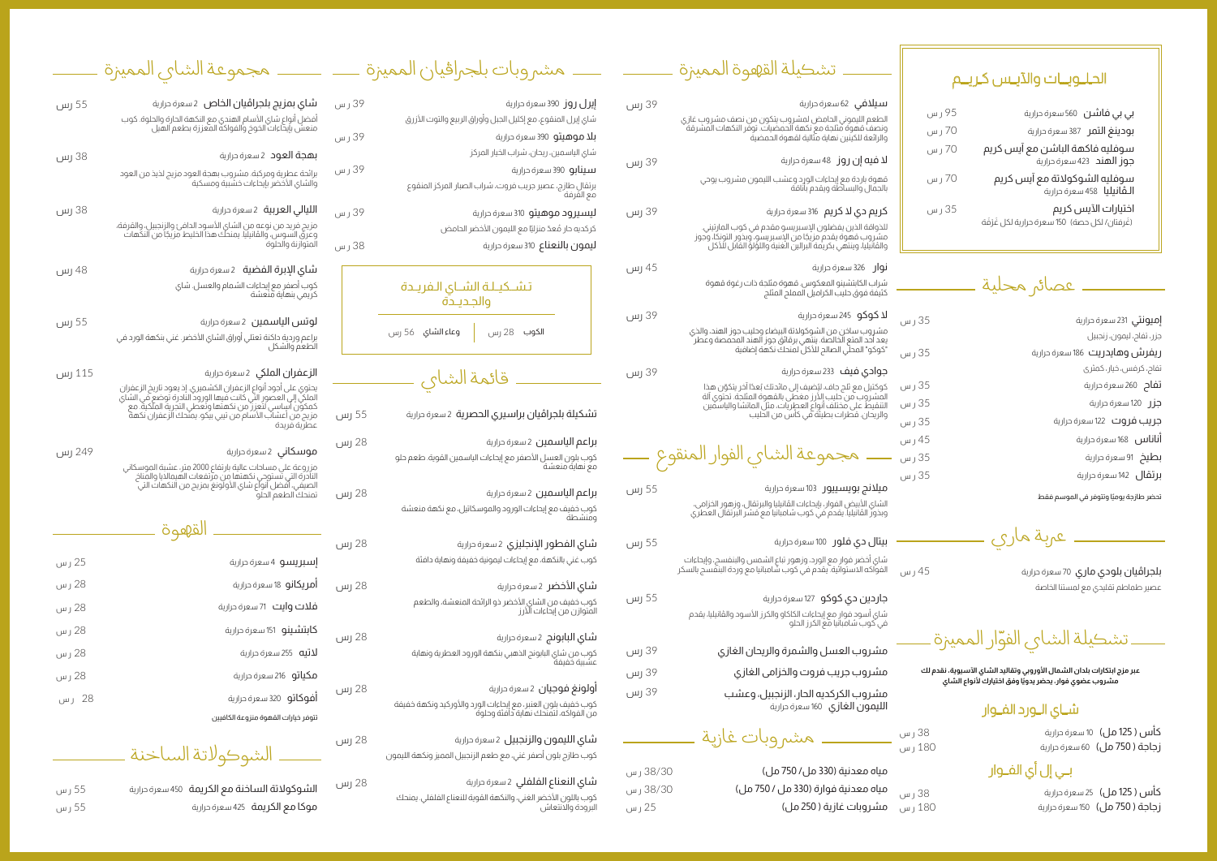## الحلويات والآيس كريم

بي بي فاشن 560 سعرة حرارية — 95 ر.س

بودينغ التمر 387 سعرة حرارية — 70 ر.س

سوفليه فاكهة الباشن مع آيس كريم جوز الهند 423 سعرة حرارية — 70 ر.س

سوفليه الشوكولاتة مع آيس كريم الفانيليا 458 سعرة حرارية — 70 ر.س

اختيارات الآيس كريم (غرفتان/ لكل حصة) 150 سعرة حرارية لكل غَرْفَة — 35 ر.س

## عصائر محلية

إميونتي 231 سعرة حرارية — 35 ر.س
جزر، تفاح، ليمون، زنجبيل

ريفرش وهايدريت 186 سعرة حرارية — 35 ر.س
تفاح، كرفس، خيار، كمثرى

تفاح 260 سعرة حرارية — 35 ر.س

جزر 120 سعرة حرارية — 35 ر.س

جريب فروت 122 سعرة حرارية — 35 ر.س

أناناس 168 سعرة حرارية — 45 ر.س

بطيخ 91 سعرة حرارية — 35 ر.س

برتقال 142 سعرة حرارية — 35 ر.س

تحضر طازجة يوميًا وتتوفر في الموسم فقط

## عربة ماري

بلجرافيان بلودي ماري 70 سعرة حرارية — 45 ر.س
عصير طماطم تقليدي مع لمستنا الخاصة

## تشكيلة الشاي الفوّار المميزة

عبر مزج ابتكارات بلدان الشمال الأوروبي وتقاليد الشاي الآسيوية، نقدم لك مشروب عضوي فوار، يحضر يدويًا وفق اختيارك لأنواع الشاي

### شاي الورد الفوار

كأس (125 مل) 10 سعرة حرارية — 38 ر.س
زجاجة (750 مل) 60 سعرة حرارية — 180 ر.س

### بي إل أي الفوار

كأس (125 مل) 25 سعرة حرارية — 38 ر.س
زجاجة (750 مل) 150 سعرة حرارية — 180 ر.س

## تشكيلة القهوة المميزة

سيلافي 62 سعرة حرارية — 39 رس
الطعم الليموني الحامض لمشروب يتكون من نصف مشروب غازي ونصف قهوة منقحة مع نكهة الحمضيات، توفر النكهات المشرقة والرائعة للكبس نهاية مثالية لقهوة الحمضية

لا فيه إن روز 48 سعرة حرارية — 39 رس
قهوة باردة مع إيحاءات الورد وعشب الليمون مشروب يوحي بالجمال والبساطة ويقدم بأناقة

كريم دي لا كريم 316 سعرة حرارية — 39 رس
للذواقة الذين يفضلون الإسبريسو مقدم في كوب المارتيني، مشروب قهوة يقدم مزيجًا من الإسبريسو، وبذور التونكا، وجوز والفانيليا، وينتهي بكريمة البرالين الغنية واللؤلؤ القابل للأكل

نوار 326 سعرة حرارية — 45 رس
شراب الكابتشينو المعكوس قهوة منقحة ذات رغوة قهوة كثيفة فوق حليب الكراميل المملح المثلج

لا كوكو 245 سعرة حرارية — 39 رس
مشروب ساخن من الشوكولاتة البيضاء وحليب جوز الهند، والذي يعد أحد المنع الخالصة، ينتهي برقائق جوز الهند المحمصة وعطر "كوكو" المحلي الصالح للأكل لمنحك نكهة إضافية

جوادي فيف 233 سعرة حرارية — 39 رس
كوكتيل مع ثلج جاف، لتضيف إلى مائدتك بُعدًا آخر يتكون هذا المشروب من حليب الأرز مغطى بالقهوة المنقحة، تحتوي الة التنقيط على مختلف أنواع العطريات، مثل الماتشا والياسمين والريحان، قطرات بطيئة في كأس من الحليب

## مجموعة الشاي الفوار المنقوع

ميلانج بوبسيور 103 سعرة حرارية — 55 رس
الشاي الأبيض الفوار بإيحاءات الفانيليا والبرتقال وزهور الخزامى، وبذور الفانيليا يقدم في كوب شامبانيا مع قشر البرتقال العطري

بيتال دي فلور 100 سعرة حرارية — 55 رس
شاي أخضر فوار مع الورد وزهور تباع الشمس والبنفسج، وإيحاءات الفواكه الاستوائية يقدم في كوب شامبانيا مع وردة البنفسج بالسكر

جاردين دي كوكو 127 سعرة حرارية — 55 رس
شاي أسود فوار مع إيحاءات الكاكاو والكرز الأسود والفانيليا، يقدم في كوب شامبانيا مع الكرز الحلو

مشروب العسل والشمرة والريحان الغازي — 39 رس

مشروب جريب فروت والخزامى الغازي — 39 رس

مشروب الكركديه الحار، الزنجبيل، وعشب الليمون الغازي 160 سعرة حرارية — 39 رس

## مشروبات غازية

مياه معدنية (330 مل/ 750 مل) — 38/30 ر.س

مياه معدنية فوارة (330 مل / 750 مل) — 38/30 ر.س

مشروبات غازية (250 مل) — 25 ر.س

## مشروبات بلجرافيان المميزة

إيرل روز 390 سعرة حرارية — 39 ر.س
شاي إيرل المنقوع، مع إكليل الجبل وأوراق الربيع والتوت الأزرق

بلا موهيتو 390 سعرة حرارية — 39 ر.س
شاي الياسمين، ريحان، شراب الخيار المركز

سينابو 390 سعرة حرارية — 39 ر.س
برتقال طازج، عصير جريب فروت، شراب الصبار المركز المنقوع مع القرفة

ليسبرود موهيتو 310 سعرة حرارية — 39 ر.س
كركديه حار مُعدّ منزليًا مع الليمون الأخضر الحامض

ليمون بالنعناع 310 سعرة حرارية — 38 ر.س

### تشكيلة الشاي الفريدة والجديدة

الكوب 28 رس | وعاء الشاي 56 رس

## قائمة الشاي

تشكيلة بلجرافيان براسيري الحصرية 2 سعرة حرارية — 55 رس

براعم الياسمين 2 سعرة حرارية — 28 رس
كوب بلون العسل الأصفر مع إيحاءات الياسمين القوية، طعم حلو مع نهاية منعشة

براعم الياسمين 2 سعرة حرارية — 28 رس
كوب خفيف مع إيحاءات الورود والموسكاتيل، مع نكهة منعشة ومنشطة

شاي الفطور الإنجليزي 2 سعرة حرارية — 28 رس
كوب غني بالنكهة، مع إيحاءات ليمونية خفيفة ونهاية دافئة

شاي الأخضر 2 سعرة حرارية — 28 رس
كوب خفيف من الشاي الأخضر ذو الرائحة المنعشة، والطعم المتوازن من إيحاءات الأرز

شاي البابونج 2 سعرة حرارية — 28 رس
كوب من شاي البابونج الذهبي بنكهة الورود العطرية ونهاية عشبية خفيفة

أولونغ فوجيان 2 سعرة حرارية — 28 رس
كوب خفيف بلون العنبر، مع إيحاءات الورد والأوركيد ونكهة خفيفة من الفواكه، لتمنحك نهاية دافئة وحلوة

شاي الليمون والزنجبيل 2 سعرة حرارية — 28 رس
كوب طازج بلون أصفر غني، مع طعم الزنجبيل المميز ونكهة الليمون

شاي النعناع الفلفلي 2 سعرة حرارية — 28 رس
كوب باللون الأخضر الغني، والنكهة القوية للنعناع الفلفلي، يمنحك البرودة والانتعاش

## مجموعة الشاي المميزة

شاي بمزيج بلجرافيان الخاص 2 سعرة حرارية — 55 رس
أفضل أنواع شاي الأسام الهندي مع النكهة الحارة والحلوة، كوب منعش بإيحاءات الخوخ والفواكه المعززة بطعم الهيل

بهجة العود 2 سعرة حرارية — 38 رس
برائحة عطرية ومركبة، مشروب بهجة العود مزيج لذيذ من العود والشاي الأخضر بإيحاءات خشبية ومسكية

الليالي العربية 2 سعرة حرارية — 38 رس
مزيج فريد من نوعه من الشاي الأسود الدافئ والزنجبيل، والقرفة، وعرق السوس، والفانيليا، يمنحك هذا الخليط مزيجًا من النكهات المتوازنة والحلوة

شاي الإبرة الفضية 2 سعرة حرارية — 48 رس
كوب أصفر مع إيحاءات الشمام والعسل، شاي كريمي بنهاية منعشة

لوتس الياسمين 2 سعرة حرارية — 55 رس
براعم وردية داكنة تغلي أوراق الشاي الأخضر، غني بنكهة الورد في الطعم والشكل

الزعفران الملكي 2 سعرة حرارية — 115 رس
يحتوي على أجود أنواع الزعفران الكشميري، إذ يعود تاريخ الزعفران الملكي إلى العصور التي كانت فيها الورود النادرة توضع في الشاي كمكون أساسي لتعزز من نكهتها وتعطي التجربة الملكية، مع مزيج من أعشاب الأسام من تيبي بيكو، يمنحك الزعفران نكهة عطرية فريدة

موسكاتي 2 سعرة حرارية — 249 رس
مزروعة على مساحات عالية بارتفاع 2000 متر، عشبة الموسكاتي النادرة التي تستوحي نكهتها من مرتفعات الهيمالايا والمناخ الصيفي، أفضل أنواع شاي الأولونغ بمزيج من النكهات التي تمنحك الطعم الحلو

## القهوة

إسبريسو 4 سعرة حرارية — 25 ر.س

أمريكانو 18 سعرة حرارية — 28 ر.س

فلات وايت 71 سعرة حرارية — 28 ر.س

كابتشينو 151 سعرة حرارية — 28 ر.س

لاتيه 255 سعرة حرارية — 28 ر.س

مكياتو 216 سعرة حرارية — 28 ر.س

أفوكاتو 320 سعرة حرارية — 28 ر.س

تتوفر خيارات القهوة منزوعة الكافيين

## الشوكولاتة الساخنة

الشوكولاتة الساخنة مع الكريمة 450 سعرة حرارية — 55 ر.س

موكا مع الكريمة 425 سعرة حرارية — 55 ر.س